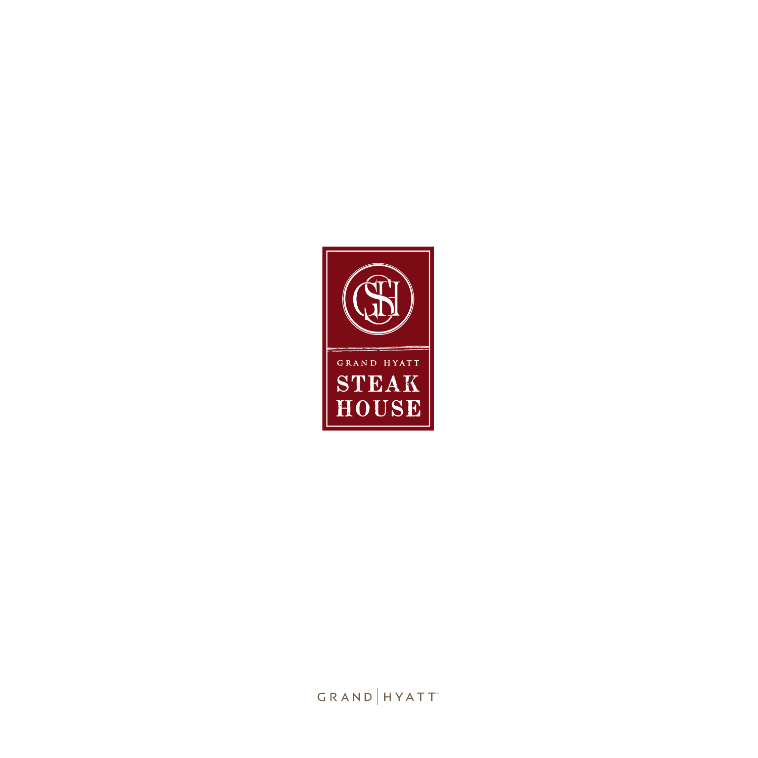GRAND HYATT

# STEAK HOUSE

GRAND | HYATT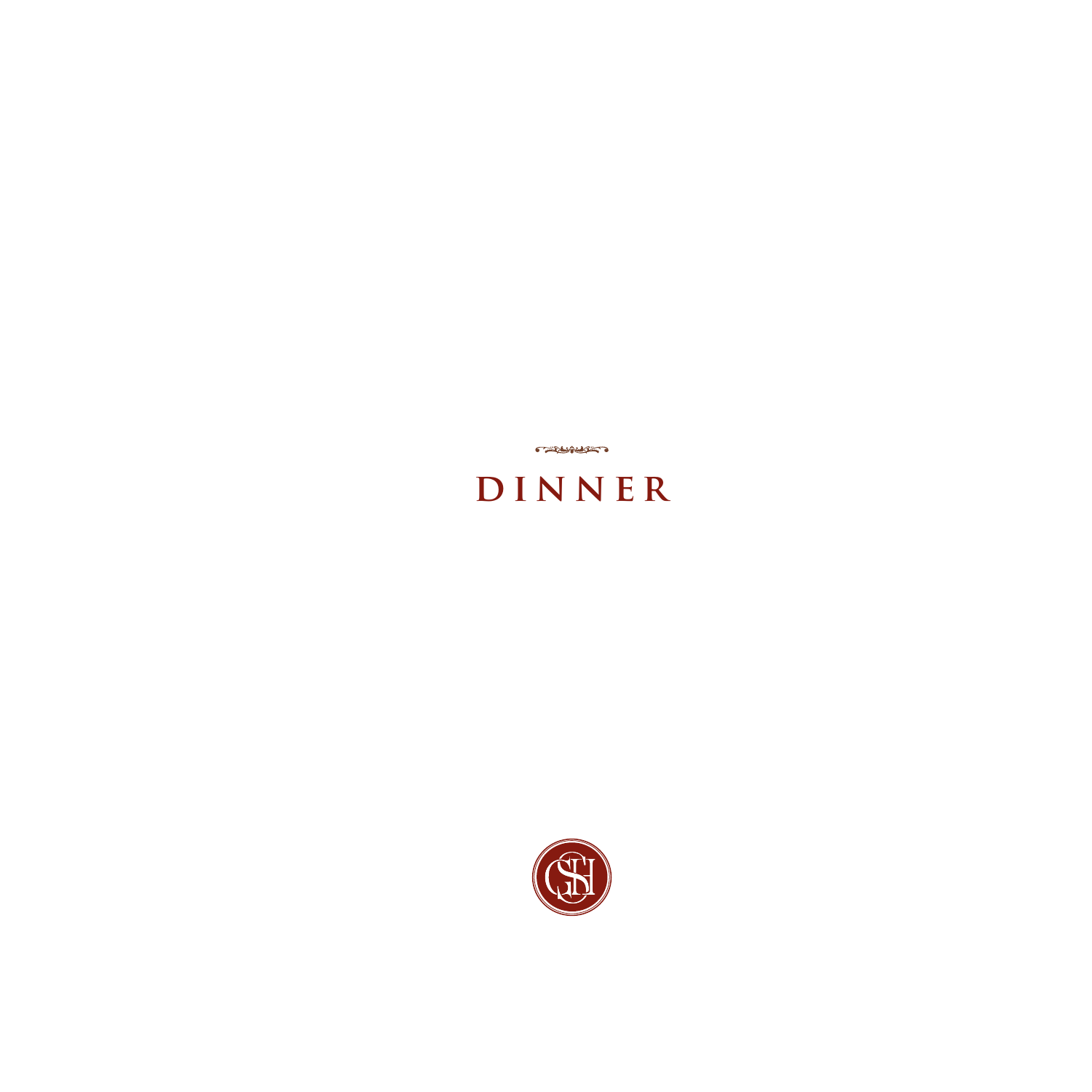# DINNER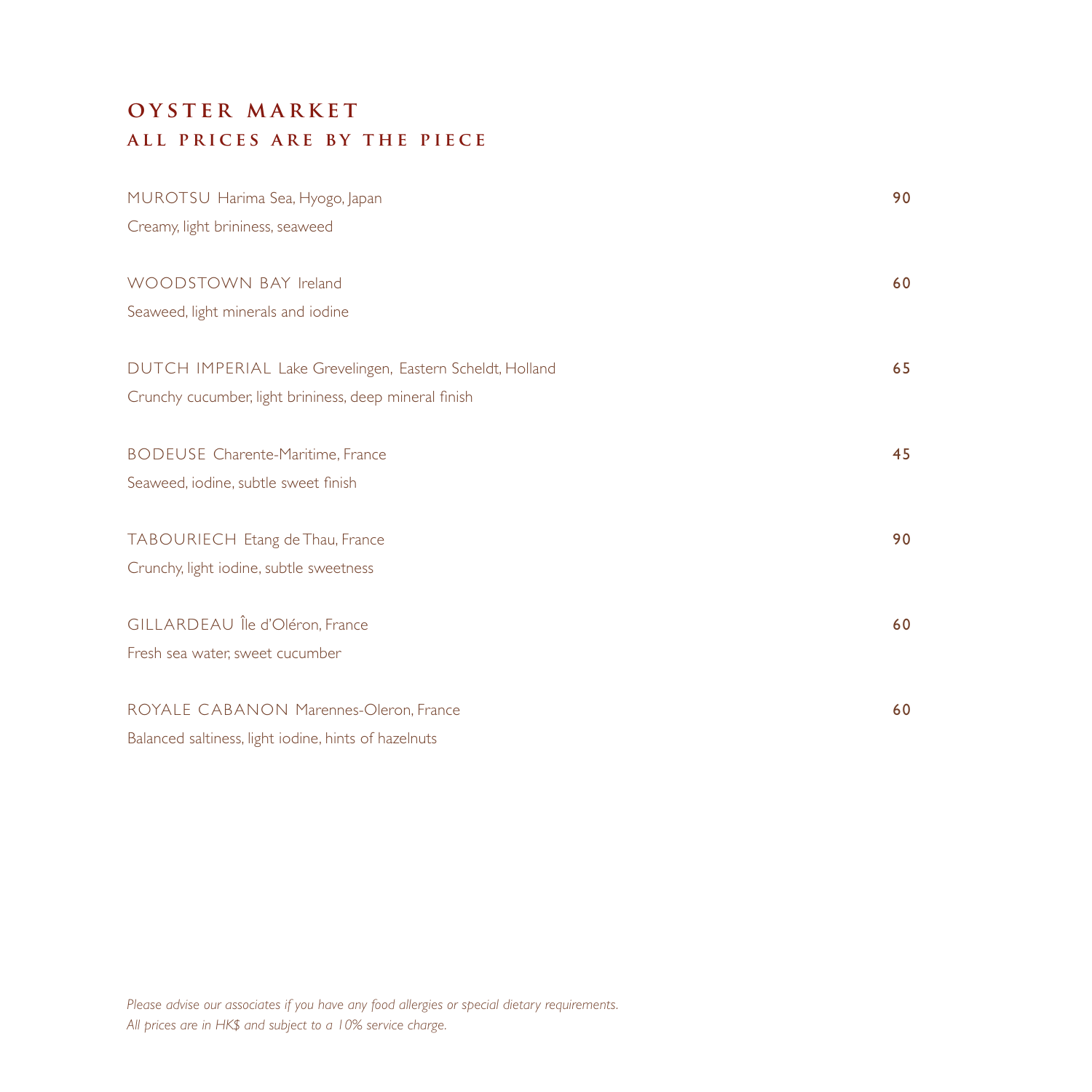# OYSTER MARKET

## ALL PRICES ARE BY THE PIECE

MUROTSU Harima Sea, Hyogo, Japan — 90
Creamy, light brininess, seaweed

WOODSTOWN BAY Ireland — 60
Seaweed, light minerals and iodine

DUTCH IMPERIAL Lake Grevelingen, Eastern Scheldt, Holland — 65
Crunchy cucumber, light brininess, deep mineral finish

BODEUSE Charente-Maritime, France — 45
Seaweed, iodine, subtle sweet finish

TABOURIECH Etang de Thau, France — 90
Crunchy, light iodine, subtle sweetness

GILLARDEAU Île d'Oléron, France — 60
Fresh sea water, sweet cucumber

ROYALE CABANON Marennes-Oleron, France — 60
Balanced saltiness, light iodine, hints of hazelnuts

*Please advise our associates if you have any food allergies or special dietary requirements.*
*All prices are in HK$ and subject to a 10% service charge.*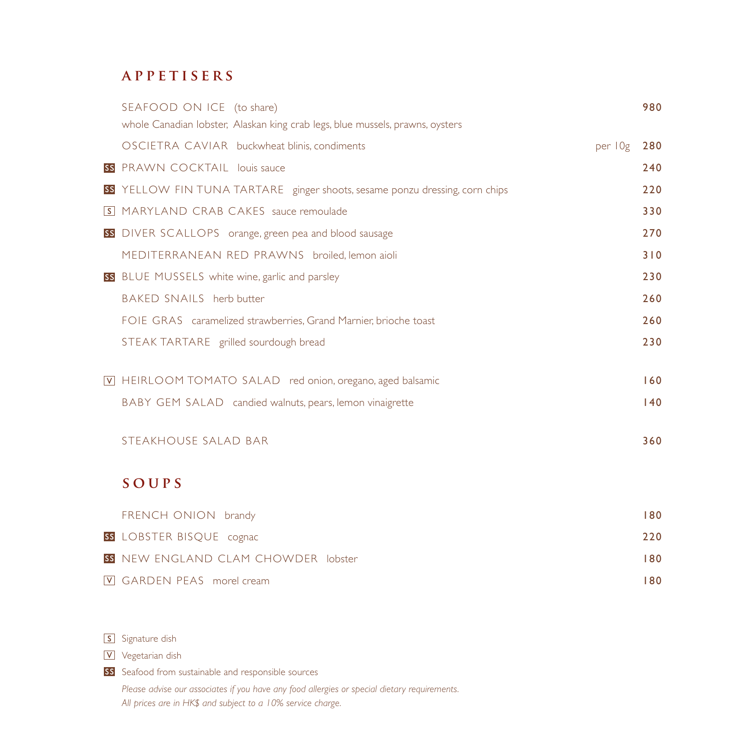## APPETISERS

| | | | |
|---|---|---|---|
| | SEAFOOD ON ICE (to share) whole Canadian lobster, Alaskan king crab legs, blue mussels, prawns, oysters | | 980 |
| | OSCIETRA CAVIAR buckwheat blinis, condiments | per 10g | 280 |
| SS | PRAWN COCKTAIL louis sauce | | 240 |
| SS | YELLOW FIN TUNA TARTARE ginger shoots, sesame ponzu dressing, corn chips | | 220 |
| S | MARYLAND CRAB CAKES sauce remoulade | | 330 |
| SS | DIVER SCALLOPS orange, green pea and blood sausage | | 270 |
| | MEDITERRANEAN RED PRAWNS broiled, lemon aioli | | 310 |
| SS | BLUE MUSSELS white wine, garlic and parsley | | 230 |
| | BAKED SNAILS herb butter | | 260 |
| | FOIE GRAS caramelized strawberries, Grand Marnier, brioche toast | | 260 |
| | STEAK TARTARE grilled sourdough bread | | 230 |
| V | HEIRLOOM TOMATO SALAD red onion, oregano, aged balsamic | | 160 |
| | BABY GEM SALAD candied walnuts, pears, lemon vinaigrette | | 140 |
| | STEAKHOUSE SALAD BAR | | 360 |

## SOUPS

| | | |
|---|---|---|
| | FRENCH ONION brandy | 180 |
| SS | LOBSTER BISQUE cognac | 220 |
| SS | NEW ENGLAND CLAM CHOWDER lobster | 180 |
| V | GARDEN PEAS morel cream | 180 |

S Signature dish

V Vegetarian dish

SS Seafood from sustainable and responsible sources

*Please advise our associates if you have any food allergies or special dietary requirements.*
*All prices are in HK$ and subject to a 10% service charge.*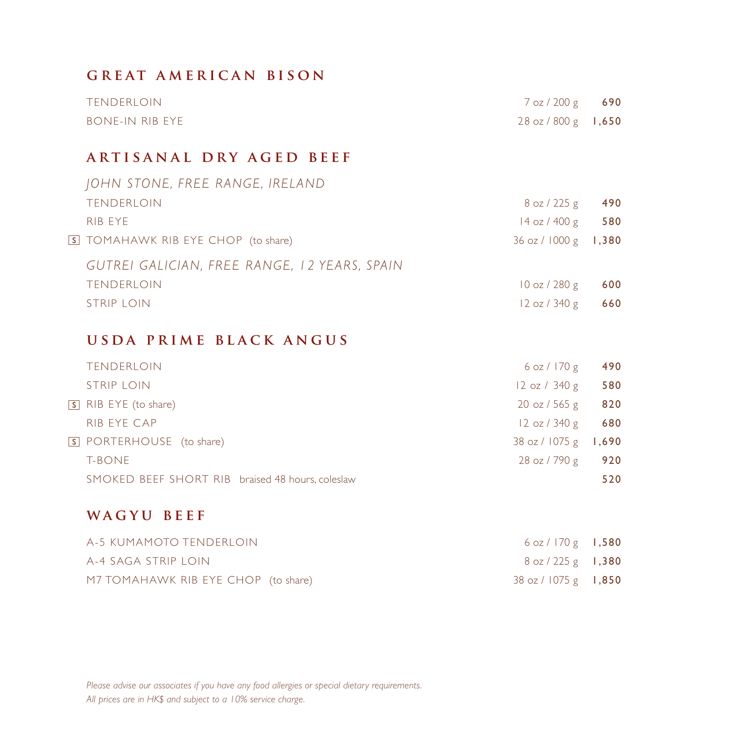## GREAT AMERICAN BISON

| | | |
|---|---|---|
| TENDERLOIN | 7 oz / 200 g | **690** |
| BONE-IN RIB EYE | 28 oz / 800 g | **1,650** |

## ARTISANAL DRY AGED BEEF

*JOHN STONE, FREE RANGE, IRELAND*

| | | |
|---|---|---|
| TENDERLOIN | 8 oz / 225 g | **490** |
| RIB EYE | 14 oz / 400 g | **580** |
| [S] TOMAHAWK RIB EYE CHOP (to share) | 36 oz / 1000 g | **1,380** |

*GUTREI GALICIAN, FREE RANGE, 12 YEARS, SPAIN*

| | | |
|---|---|---|
| TENDERLOIN | 10 oz / 280 g | **600** |
| STRIP LOIN | 12 oz / 340 g | **660** |

## USDA PRIME BLACK ANGUS

| | | |
|---|---|---|
| TENDERLOIN | 6 oz / 170 g | **490** |
| STRIP LOIN | 12 oz / 340 g | **580** |
| [S] RIB EYE (to share) | 20 oz / 565 g | **820** |
| RIB EYE CAP | 12 oz / 340 g | **680** |
| [S] PORTERHOUSE (to share) | 38 oz / 1075 g | **1,690** |
| T-BONE | 28 oz / 790 g | **920** |
| SMOKED BEEF SHORT RIB braised 48 hours, coleslaw | | **520** |

## WAGYU BEEF

| | | |
|---|---|---|
| A-5 KUMAMOTO TENDERLOIN | 6 oz / 170 g | **1,580** |
| A-4 SAGA STRIP LOIN | 8 oz / 225 g | **1,380** |
| M7 TOMAHAWK RIB EYE CHOP (to share) | 38 oz / 1075 g | **1,850** |

*Please advise our associates if you have any food allergies or special dietary requirements.*
*All prices are in HK$ and subject to a 10% service charge.*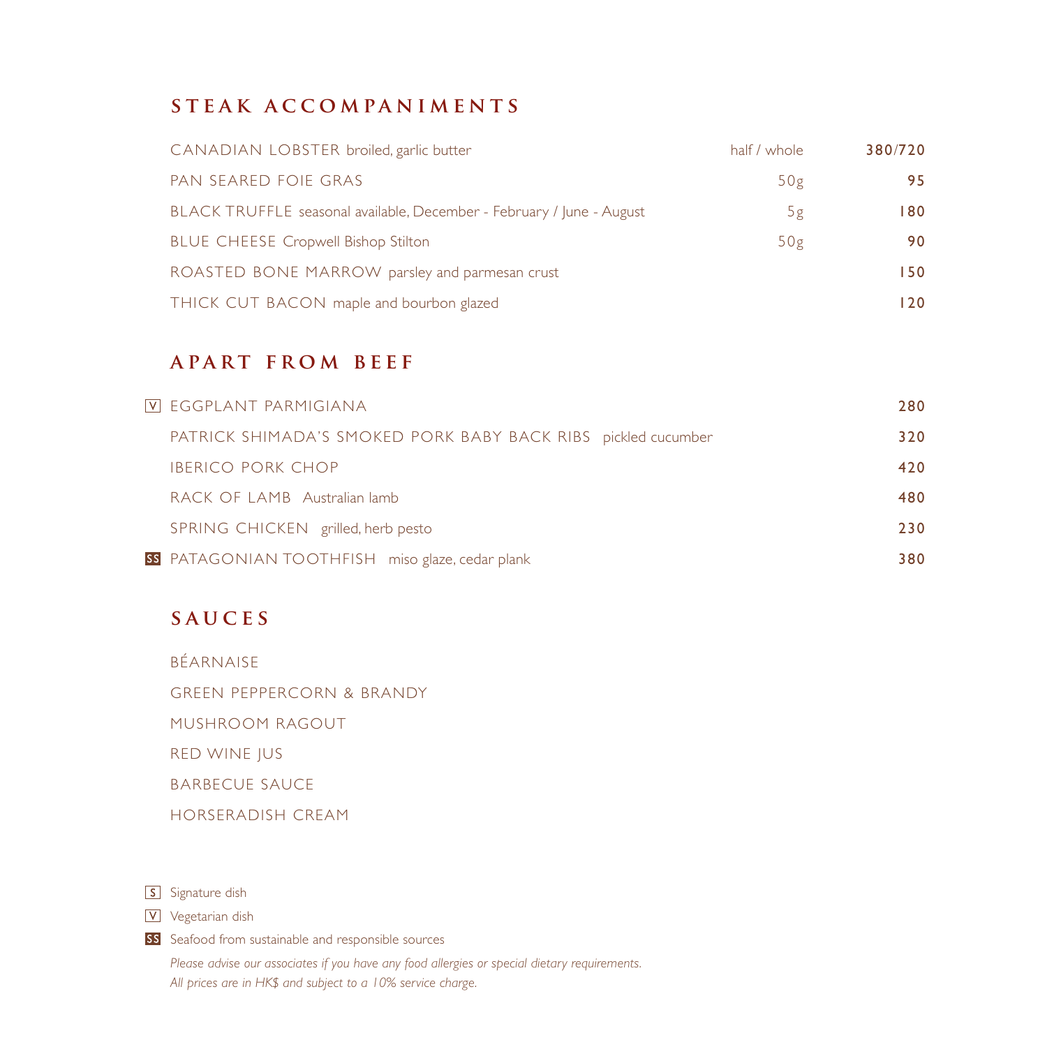## STEAK ACCOMPANIMENTS

| | | |
|---|---|---|
| CANADIAN LOBSTER broiled, garlic butter | half / whole | 380/720 |
| PAN SEARED FOIE GRAS | 50g | 95 |
| BLACK TRUFFLE seasonal available, December - February / June - August | 5g | 180 |
| BLUE CHEESE Cropwell Bishop Stilton | 50g | 90 |
| ROASTED BONE MARROW parsley and parmesan crust | | 150 |
| THICK CUT BACON maple and bourbon glazed | | 120 |

## APART FROM BEEF

| | |
|---|---|
| V EGGPLANT PARMIGIANA | 280 |
| PATRICK SHIMADA'S SMOKED PORK BABY BACK RIBS pickled cucumber | 320 |
| IBERICO PORK CHOP | 420 |
| RACK OF LAMB Australian lamb | 480 |
| SPRING CHICKEN grilled, herb pesto | 230 |
| SS PATAGONIAN TOOTHFISH miso glaze, cedar plank | 380 |

## SAUCES

BÉARNAISE

GREEN PEPPERCORN & BRANDY

MUSHROOM RAGOUT

RED WINE JUS

BARBECUE SAUCE

HORSERADISH CREAM

S Signature dish

V Vegetarian dish

SS Seafood from sustainable and responsible sources

*Please advise our associates if you have any food allergies or special dietary requirements.*
*All prices are in HK$ and subject to a 10% service charge.*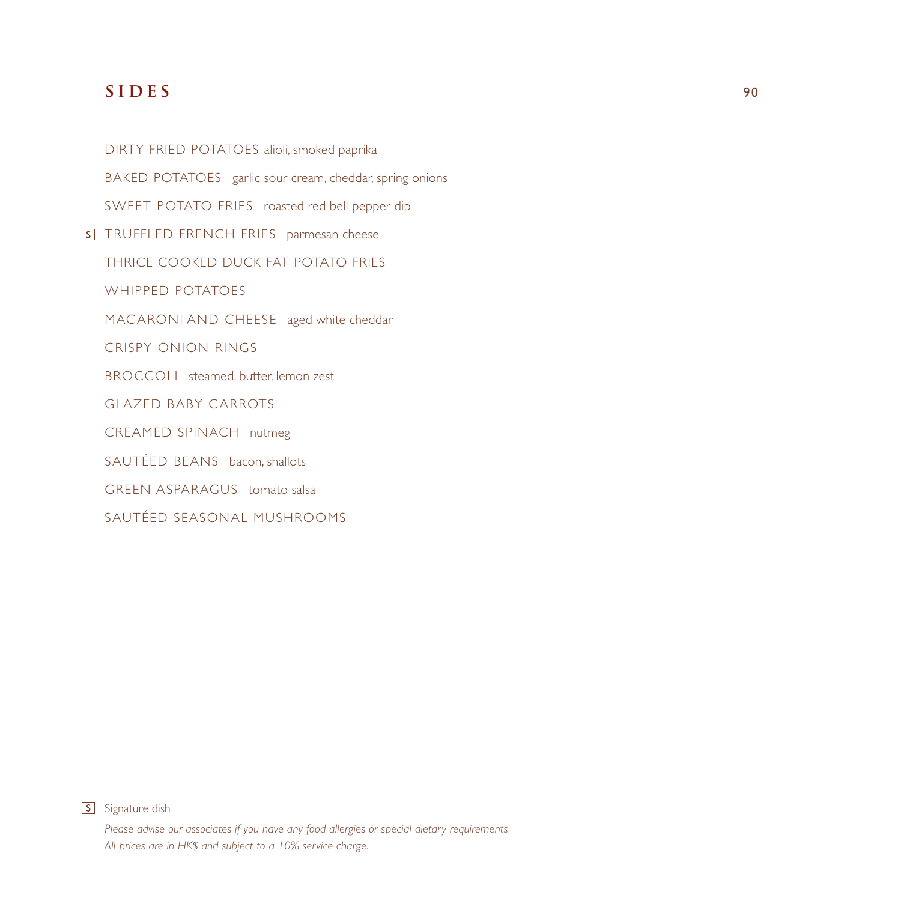## SIDES 90

DIRTY FRIED POTATOES alioli, smoked paprika

BAKED POTATOES garlic sour cream, cheddar, spring onions

SWEET POTATO FRIES roasted red bell pepper dip

S TRUFFLED FRENCH FRIES parmesan cheese

THRICE COOKED DUCK FAT POTATO FRIES

WHIPPED POTATOES

MACARONI AND CHEESE aged white cheddar

CRISPY ONION RINGS

BROCCOLI steamed, butter, lemon zest

GLAZED BABY CARROTS

CREAMED SPINACH nutmeg

SAUTÉED BEANS bacon, shallots

GREEN ASPARAGUS tomato salsa

SAUTÉED SEASONAL MUSHROOMS

S Signature dish

*Please advise our associates if you have any food allergies or special dietary requirements.*
*All prices are in HK$ and subject to a 10% service charge.*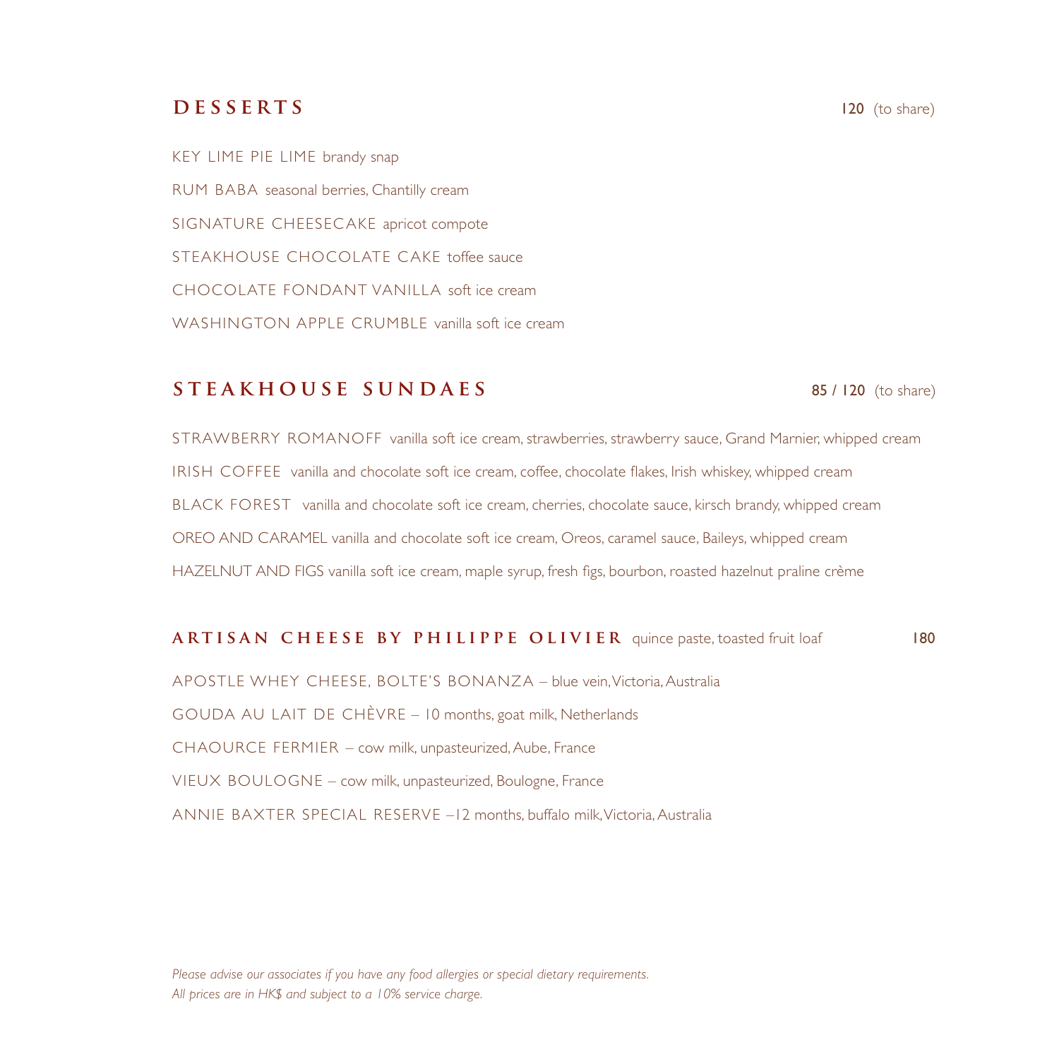## DESSERTS

120 (to share)

KEY LIME PIE LIME brandy snap

RUM BABA seasonal berries, Chantilly cream

SIGNATURE CHEESECAKE apricot compote

STEAKHOUSE CHOCOLATE CAKE toffee sauce

CHOCOLATE FONDANT VANILLA soft ice cream

WASHINGTON APPLE CRUMBLE vanilla soft ice cream

## STEAKHOUSE SUNDAES

85 / 120 (to share)

STRAWBERRY ROMANOFF vanilla soft ice cream, strawberries, strawberry sauce, Grand Marnier, whipped cream

IRISH COFFEE vanilla and chocolate soft ice cream, coffee, chocolate flakes, Irish whiskey, whipped cream

BLACK FOREST vanilla and chocolate soft ice cream, cherries, chocolate sauce, kirsch brandy, whipped cream

OREO AND CARAMEL vanilla and chocolate soft ice cream, Oreos, caramel sauce, Baileys, whipped cream

HAZELNUT AND FIGS vanilla soft ice cream, maple syrup, fresh figs, bourbon, roasted hazelnut praline crème

## ARTISAN CHEESE BY PHILIPPE OLIVIER quince paste, toasted fruit loaf

180

APOSTLE WHEY CHEESE, BOLTE'S BONANZA – blue vein, Victoria, Australia

GOUDA AU LAIT DE CHÈVRE – 10 months, goat milk, Netherlands

CHAOURCE FERMIER – cow milk, unpasteurized, Aube, France

VIEUX BOULOGNE – cow milk, unpasteurized, Boulogne, France

ANNIE BAXTER SPECIAL RESERVE –12 months, buffalo milk, Victoria, Australia

*Please advise our associates if you have any food allergies or special dietary requirements.*
*All prices are in HK$ and subject to a 10% service charge.*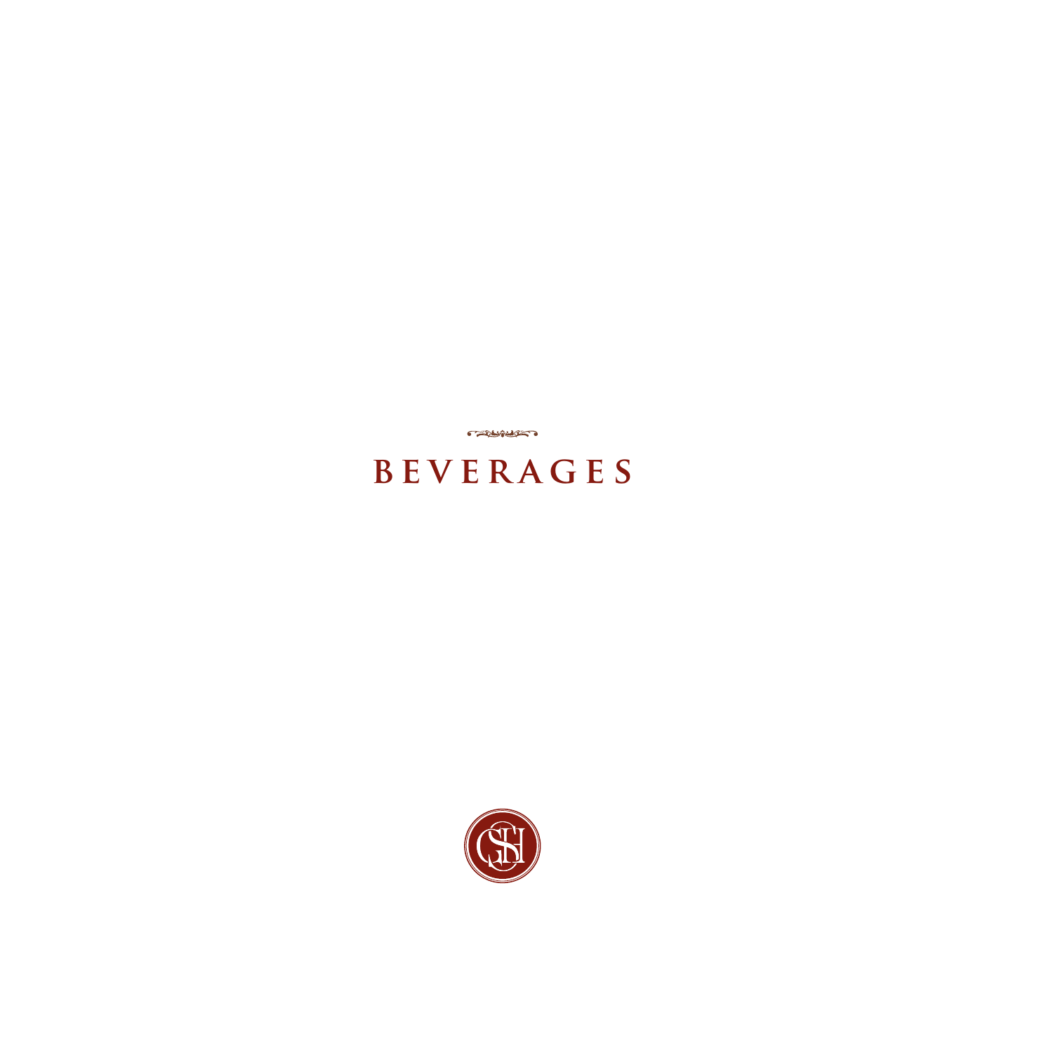# BEVERAGES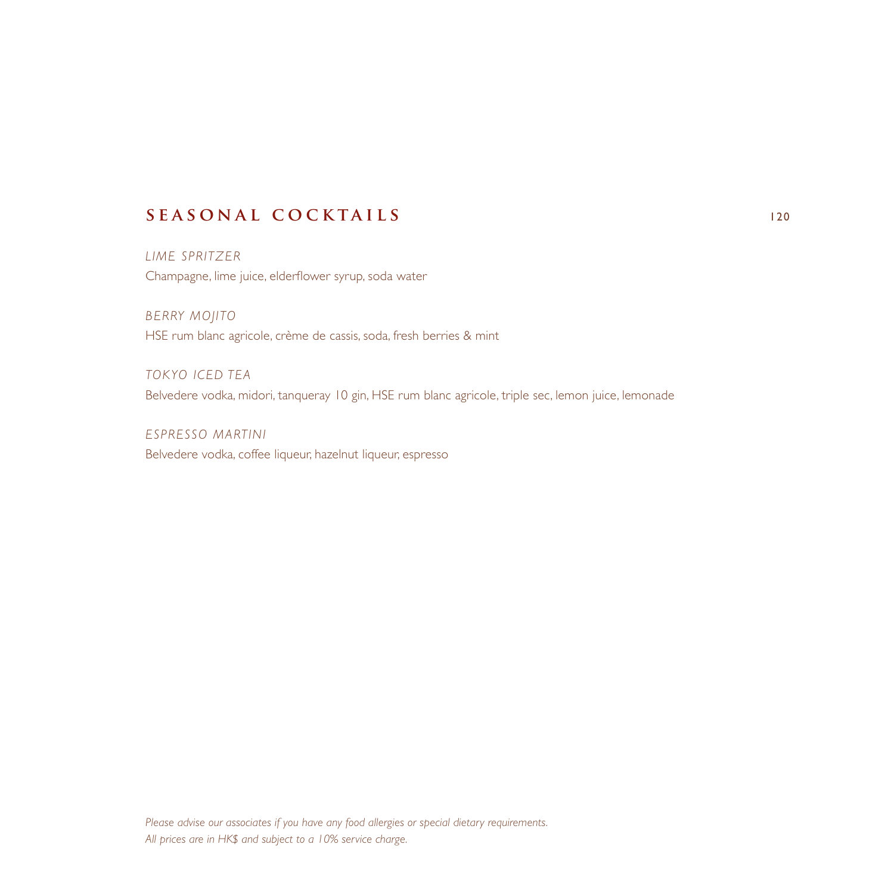## SEASONAL COCKTAILS 120

*LIME SPRITZER*
Champagne, lime juice, elderflower syrup, soda water

*BERRY MOJITO*
HSE rum blanc agricole, crème de cassis, soda, fresh berries & mint

*TOKYO ICED TEA*
Belvedere vodka, midori, tanqueray 10 gin, HSE rum blanc agricole, triple sec, lemon juice, lemonade

*ESPRESSO MARTINI*
Belvedere vodka, coffee liqueur, hazelnut liqueur, espresso

*Please advise our associates if you have any food allergies or special dietary requirements.*
*All prices are in HK$ and subject to a 10% service charge.*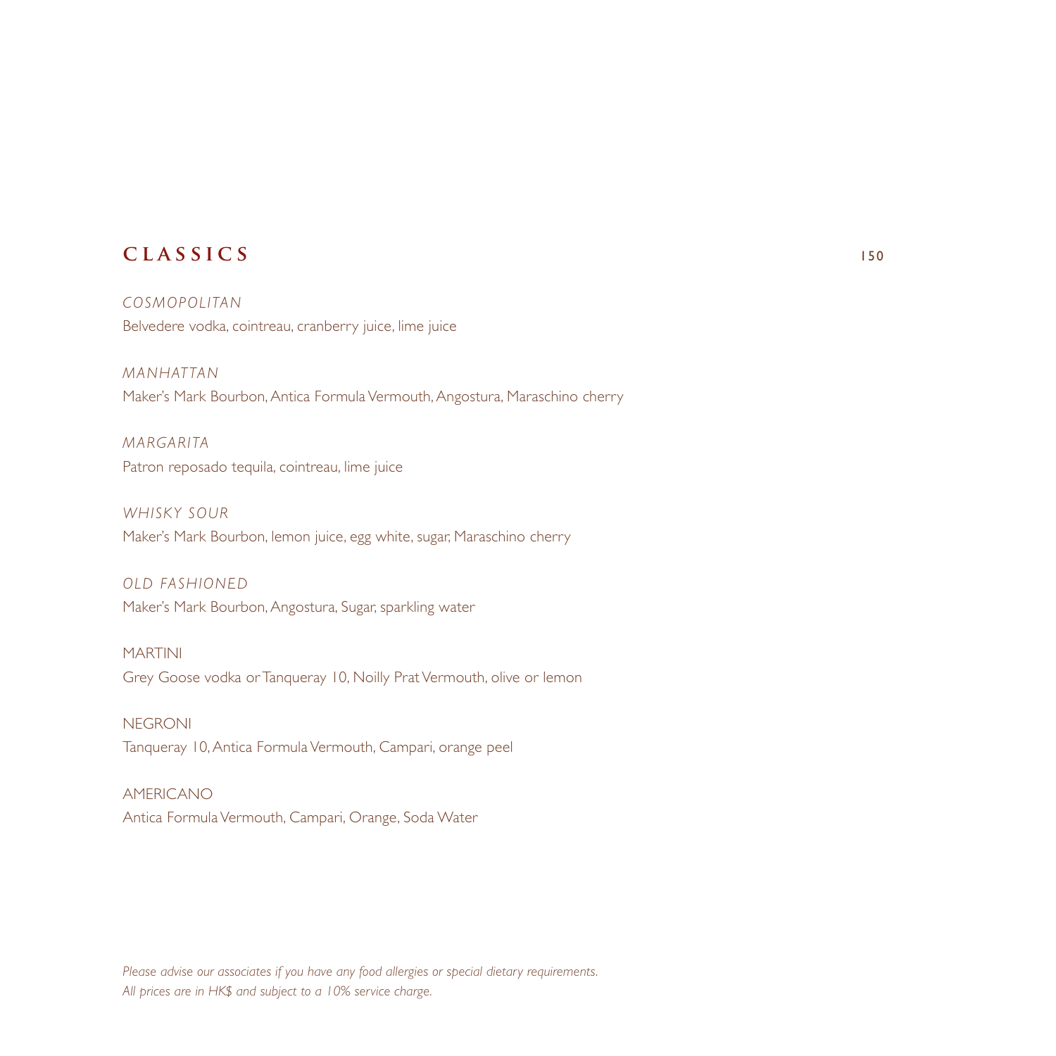## CLASSICS 150

*COSMOPOLITAN*
Belvedere vodka, cointreau, cranberry juice, lime juice

*MANHATTAN*
Maker's Mark Bourbon, Antica Formula Vermouth, Angostura, Maraschino cherry

*MARGARITA*
Patron reposado tequila, cointreau, lime juice

*WHISKY SOUR*
Maker's Mark Bourbon, lemon juice, egg white, sugar, Maraschino cherry

*OLD FASHIONED*
Maker's Mark Bourbon, Angostura, Sugar, sparkling water

MARTINI
Grey Goose vodka or Tanqueray 10, Noilly Prat Vermouth, olive or lemon

NEGRONI
Tanqueray 10, Antica Formula Vermouth, Campari, orange peel

AMERICANO
Antica Formula Vermouth, Campari, Orange, Soda Water

*Please advise our associates if you have any food allergies or special dietary requirements.*
*All prices are in HK$ and subject to a 10% service charge.*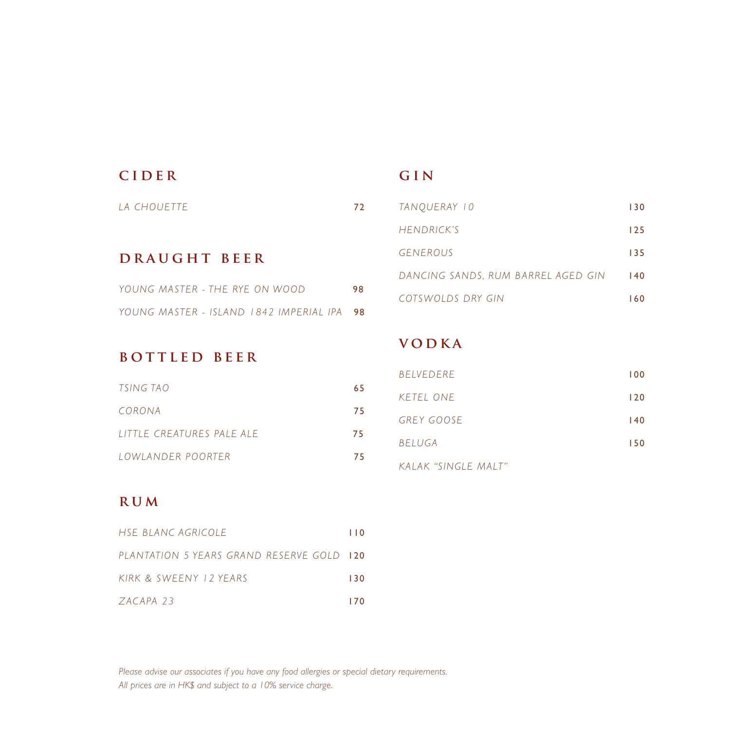## CIDER

| | |
|---|---|
| *LA CHOUETTE* | 72 |

## DRAUGHT BEER

| | |
|---|---|
| *YOUNG MASTER - THE RYE ON WOOD* | 98 |
| *YOUNG MASTER - ISLAND 1842 IMPERIAL IPA* | 98 |

## BOTTLED BEER

| | |
|---|---|
| *TSING TAO* | 65 |
| *CORONA* | 75 |
| *LITTLE CREATURES PALE ALE* | 75 |
| *LOWLANDER POORTER* | 75 |

## RUM

| | |
|---|---|
| *HSE BLANC AGRICOLE* | 110 |
| *PLANTATION 5 YEARS GRAND RESERVE GOLD* | 120 |
| *KIRK & SWEENY 12 YEARS* | 130 |
| *ZACAPA 23* | 170 |

## GIN

| | |
|---|---|
| *TANQUERAY 10* | 130 |
| *HENDRICK'S* | 125 |
| *GENEROUS* | 135 |
| *DANCING SANDS, RUM BARREL AGED GIN* | 140 |
| *COTSWOLDS DRY GIN* | 160 |

## VODKA

| | |
|---|---|
| *BELVEDERE* | 100 |
| *KETEL ONE* | 120 |
| *GREY GOOSE* | 140 |
| *BELUGA* | 150 |
| *KALAK "SINGLE MALT"* | |

*Please advise our associates if you have any food allergies or special dietary requirements.*
*All prices are in HK$ and subject to a 10% service charge.*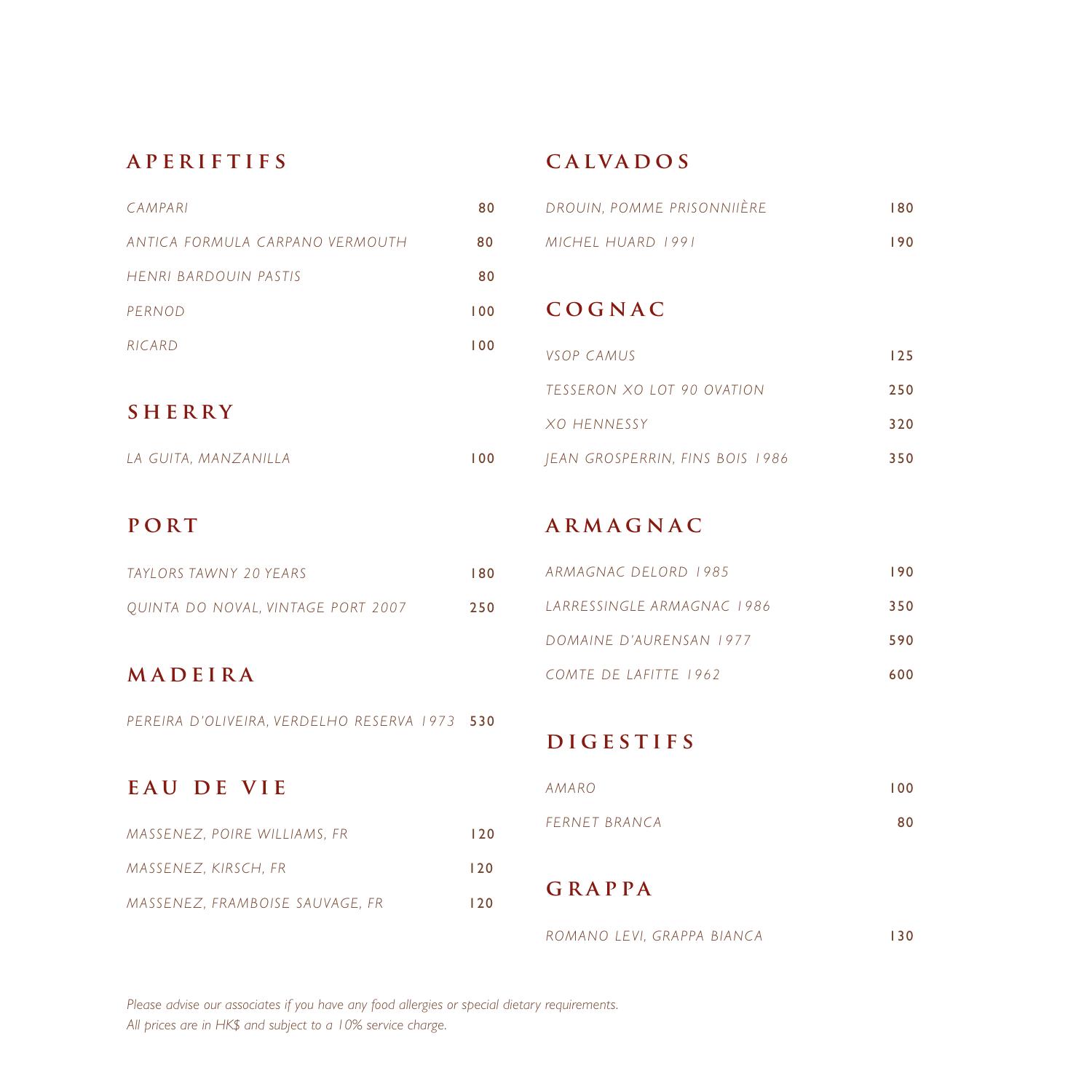## APERIFTIFS

| | |
|---|---|
| *CAMPARI* | 80 |
| *ANTICA FORMULA CARPANO VERMOUTH* | 80 |
| *HENRI BARDOUIN PASTIS* | 80 |
| *PERNOD* | 100 |
| *RICARD* | 100 |

## SHERRY

| | |
|---|---|
| *LA GUITA, MANZANILLA* | 100 |

## PORT

| | |
|---|---|
| *TAYLORS TAWNY 20 YEARS* | 180 |
| *QUINTA DO NOVAL, VINTAGE PORT 2007* | 250 |

## MADEIRA

| | |
|---|---|
| *PEREIRA D'OLIVEIRA, VERDELHO RESERVA 1973* | 530 |

## EAU DE VIE

| | |
|---|---|
| *MASSENEZ, POIRE WILLIAMS, FR* | 120 |
| *MASSENEZ, KIRSCH, FR* | 120 |
| *MASSENEZ, FRAMBOISE SAUVAGE, FR* | 120 |

## CALVADOS

| | |
|---|---|
| *DROUIN, POMME PRISONNIIÈRE* | 180 |
| *MICHEL HUARD 1991* | 190 |

## COGNAC

| | |
|---|---|
| *VSOP CAMUS* | 125 |
| *TESSERON XO LOT 90 OVATION* | 250 |
| *XO HENNESSY* | 320 |
| *JEAN GROSPERRIN, FINS BOIS 1986* | 350 |

## ARMAGNAC

| | |
|---|---|
| *ARMAGNAC DELORD 1985* | 190 |
| *LARRESSINGLE ARMAGNAC 1986* | 350 |
| *DOMAINE D'AURENSAN 1977* | 590 |
| *COMTE DE LAFITTE 1962* | 600 |

## DIGESTIFS

| | |
|---|---|
| *AMARO* | 100 |
| *FERNET BRANCA* | 80 |

## GRAPPA

| | |
|---|---|
| *ROMANO LEVI, GRAPPA BIANCA* | 130 |

*Please advise our associates if you have any food allergies or special dietary requirements.*
*All prices are in HK$ and subject to a 10% service charge.*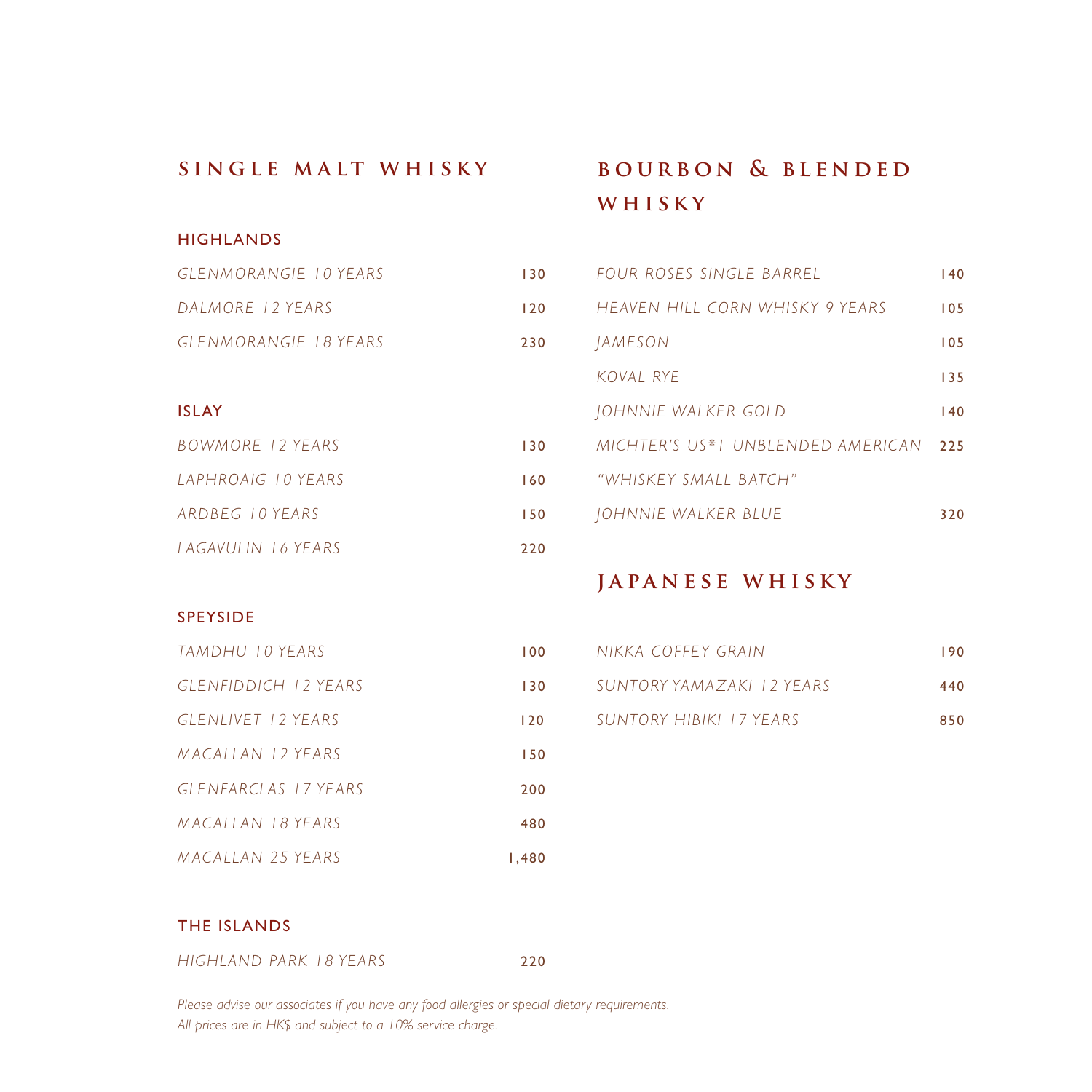## SINGLE MALT WHISKY

### HIGHLANDS

| | |
|---|---|
| *GLENMORANGIE 10 YEARS* | 130 |
| *DALMORE 12 YEARS* | 120 |
| *GLENMORANGIE 18 YEARS* | 230 |

### ISLAY

| | |
|---|---|
| *BOWMORE 12 YEARS* | 130 |
| *LAPHROAIG 10 YEARS* | 160 |
| *ARDBEG 10 YEARS* | 150 |
| *LAGAVULIN 16 YEARS* | 220 |

### SPEYSIDE

| | |
|---|---|
| *TAMDHU 10 YEARS* | 100 |
| *GLENFIDDICH 12 YEARS* | 130 |
| *GLENLIVET 12 YEARS* | 120 |
| *MACALLAN 12 YEARS* | 150 |
| *GLENFARCLAS 17 YEARS* | 200 |
| *MACALLAN 18 YEARS* | 480 |
| *MACALLAN 25 YEARS* | 1,480 |

### THE ISLANDS

| | |
|---|---|
| *HIGHLAND PARK 18 YEARS* | 220 |

## BOURBON & BLENDED WHISKY

| | |
|---|---|
| *FOUR ROSES SINGLE BARREL* | 140 |
| *HEAVEN HILL CORN WHISKY 9 YEARS* | 105 |
| *JAMESON* | 105 |
| *KOVAL RYE* | 135 |
| *JOHNNIE WALKER GOLD* | 140 |
| *MICHTER'S US*1 UNBLENDED AMERICAN "WHISKEY SMALL BATCH"* | 225 |
| *JOHNNIE WALKER BLUE* | 320 |

## JAPANESE WHISKY

| | |
|---|---|
| *NIKKA COFFEY GRAIN* | 190 |
| *SUNTORY YAMAZAKI 12 YEARS* | 440 |
| *SUNTORY HIBIKI 17 YEARS* | 850 |

*Please advise our associates if you have any food allergies or special dietary requirements.*
*All prices are in HK$ and subject to a 10% service charge.*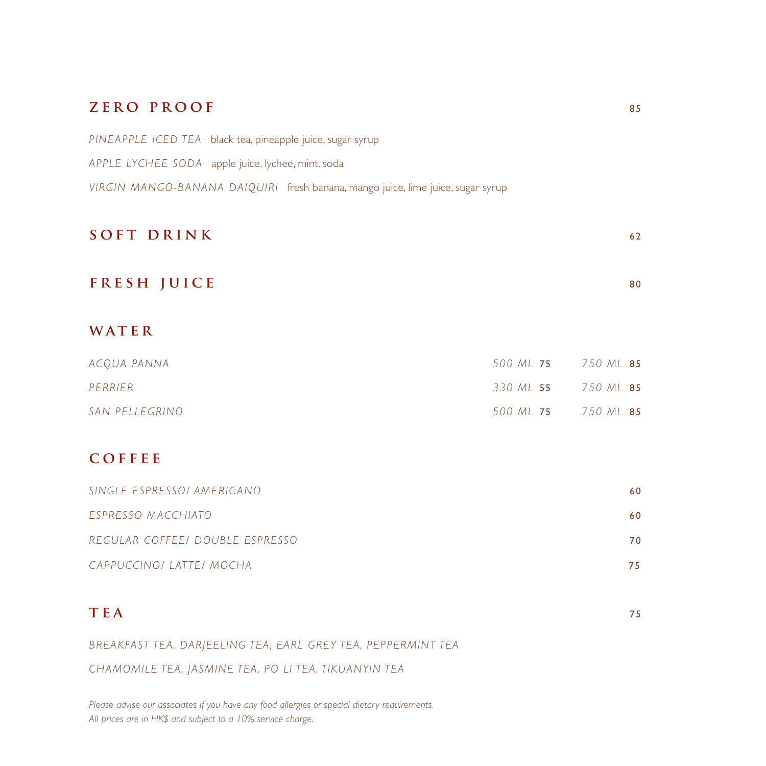## ZERO PROOF 85

*PINEAPPLE ICED TEA* black tea, pineapple juice, sugar syrup

*APPLE LYCHEE SODA* apple juice, lychee, mint, soda

*VIRGIN MANGO-BANANA DAIQUIRI* fresh banana, mango juice, lime juice, sugar syrup

## SOFT DRINK 62

## FRESH JUICE 80

## WATER

| | | |
|---|---|---|
| *ACQUA PANNA* | *500 ML* **75** | *750 ML* **85** |
| *PERRIER* | *330 ML* **55** | *750 ML* **85** |
| *SAN PELLEGRINO* | *500 ML* **75** | *750 ML* **85** |

## COFFEE

| | |
|---|---|
| *SINGLE ESPRESSO/ AMERICANO* | 60 |
| *ESPRESSO MACCHIATO* | 60 |
| *REGULAR COFFEE/ DOUBLE ESPRESSO* | 70 |
| *CAPPUCCINO/ LATTE/ MOCHA* | 75 |

## TEA 75

*BREAKFAST TEA, DARJEELING TEA, EARL GREY TEA, PEPPERMINT TEA*

*CHAMOMILE TEA, JASMINE TEA, PO LI TEA, TIKUANYIN TEA*

*Please advise our associates if you have any food allergies or special dietary requirements.*
*All prices are in HK$ and subject to a 10% service charge.*